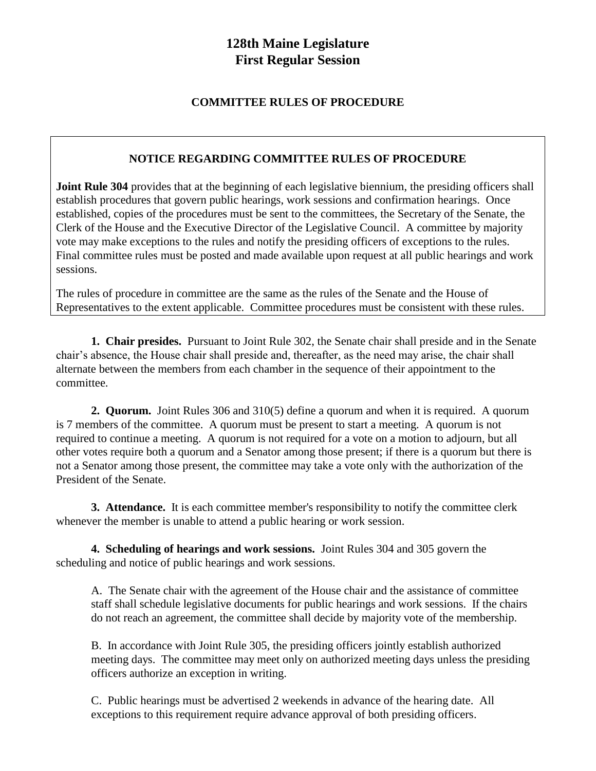# 128th Maine Legislature
# First Regular Session

## COMMITTEE RULES OF PROCEDURE

### NOTICE REGARDING COMMITTEE RULES OF PROCEDURE

**Joint Rule 304** provides that at the beginning of each legislative biennium, the presiding officers shall establish procedures that govern public hearings, work sessions and confirmation hearings. Once established, copies of the procedures must be sent to the committees, the Secretary of the Senate, the Clerk of the House and the Executive Director of the Legislative Council. A committee by majority vote may make exceptions to the rules and notify the presiding officers of exceptions to the rules. Final committee rules must be posted and made available upon request at all public hearings and work sessions.

The rules of procedure in committee are the same as the rules of the Senate and the House of Representatives to the extent applicable. Committee procedures must be consistent with these rules.

**1. Chair presides.** Pursuant to Joint Rule 302, the Senate chair shall preside and in the Senate chair's absence, the House chair shall preside and, thereafter, as the need may arise, the chair shall alternate between the members from each chamber in the sequence of their appointment to the committee.

**2. Quorum.** Joint Rules 306 and 310(5) define a quorum and when it is required. A quorum is 7 members of the committee. A quorum must be present to start a meeting. A quorum is not required to continue a meeting. A quorum is not required for a vote on a motion to adjourn, but all other votes require both a quorum and a Senator among those present; if there is a quorum but there is not a Senator among those present, the committee may take a vote only with the authorization of the President of the Senate.

**3. Attendance.** It is each committee member's responsibility to notify the committee clerk whenever the member is unable to attend a public hearing or work session.

**4. Scheduling of hearings and work sessions.** Joint Rules 304 and 305 govern the scheduling and notice of public hearings and work sessions.

A. The Senate chair with the agreement of the House chair and the assistance of committee staff shall schedule legislative documents for public hearings and work sessions. If the chairs do not reach an agreement, the committee shall decide by majority vote of the membership.

B. In accordance with Joint Rule 305, the presiding officers jointly establish authorized meeting days. The committee may meet only on authorized meeting days unless the presiding officers authorize an exception in writing.

C. Public hearings must be advertised 2 weekends in advance of the hearing date. All exceptions to this requirement require advance approval of both presiding officers.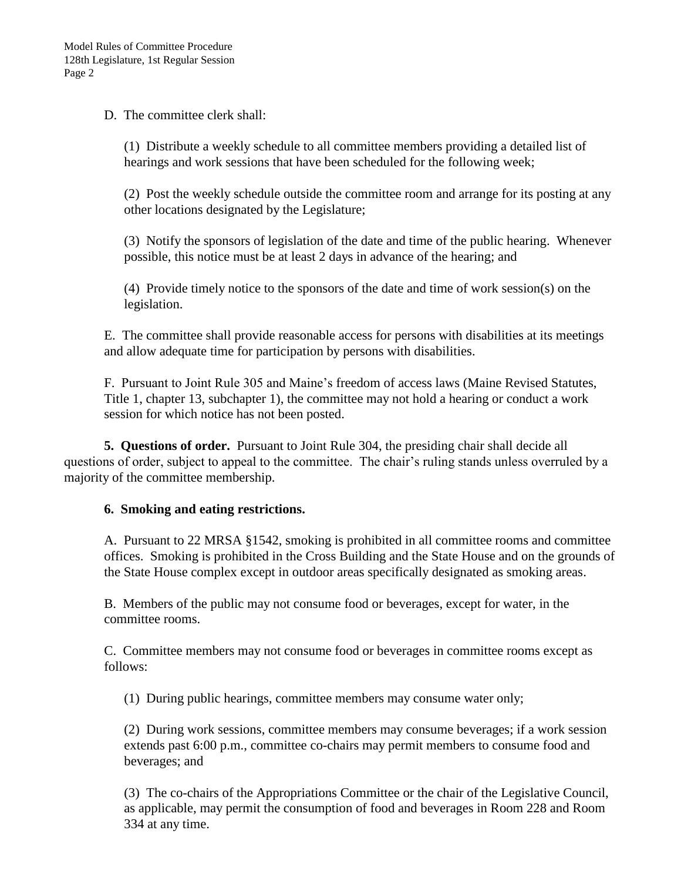D. The committee clerk shall:

(1) Distribute a weekly schedule to all committee members providing a detailed list of hearings and work sessions that have been scheduled for the following week;

(2) Post the weekly schedule outside the committee room and arrange for its posting at any other locations designated by the Legislature;

(3) Notify the sponsors of legislation of the date and time of the public hearing. Whenever possible, this notice must be at least 2 days in advance of the hearing; and

(4) Provide timely notice to the sponsors of the date and time of work session(s) on the legislation.

E. The committee shall provide reasonable access for persons with disabilities at its meetings and allow adequate time for participation by persons with disabilities.

F. Pursuant to Joint Rule 305 and Maine's freedom of access laws (Maine Revised Statutes, Title 1, chapter 13, subchapter 1), the committee may not hold a hearing or conduct a work session for which notice has not been posted.

**5. Questions of order.** Pursuant to Joint Rule 304, the presiding chair shall decide all questions of order, subject to appeal to the committee. The chair's ruling stands unless overruled by a majority of the committee membership.

**6. Smoking and eating restrictions.**

A. Pursuant to 22 MRSA §1542, smoking is prohibited in all committee rooms and committee offices. Smoking is prohibited in the Cross Building and the State House and on the grounds of the State House complex except in outdoor areas specifically designated as smoking areas.

B. Members of the public may not consume food or beverages, except for water, in the committee rooms.

C. Committee members may not consume food or beverages in committee rooms except as follows:

(1) During public hearings, committee members may consume water only;

(2) During work sessions, committee members may consume beverages; if a work session extends past 6:00 p.m., committee co-chairs may permit members to consume food and beverages; and

(3) The co-chairs of the Appropriations Committee or the chair of the Legislative Council, as applicable, may permit the consumption of food and beverages in Room 228 and Room 334 at any time.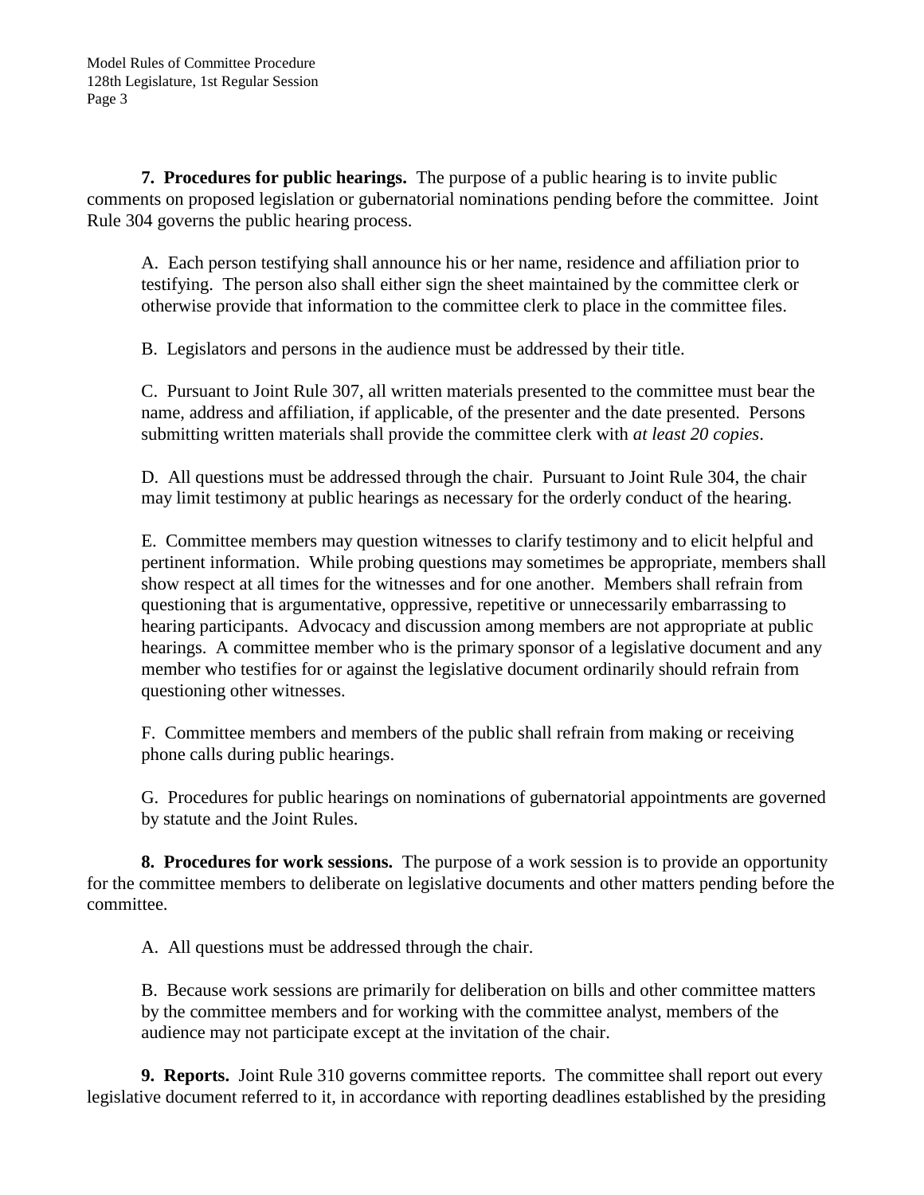**7. Procedures for public hearings.** The purpose of a public hearing is to invite public comments on proposed legislation or gubernatorial nominations pending before the committee. Joint Rule 304 governs the public hearing process.

A. Each person testifying shall announce his or her name, residence and affiliation prior to testifying. The person also shall either sign the sheet maintained by the committee clerk or otherwise provide that information to the committee clerk to place in the committee files.

B. Legislators and persons in the audience must be addressed by their title.

C. Pursuant to Joint Rule 307, all written materials presented to the committee must bear the name, address and affiliation, if applicable, of the presenter and the date presented. Persons submitting written materials shall provide the committee clerk with *at least 20 copies*.

D. All questions must be addressed through the chair. Pursuant to Joint Rule 304, the chair may limit testimony at public hearings as necessary for the orderly conduct of the hearing.

E. Committee members may question witnesses to clarify testimony and to elicit helpful and pertinent information. While probing questions may sometimes be appropriate, members shall show respect at all times for the witnesses and for one another. Members shall refrain from questioning that is argumentative, oppressive, repetitive or unnecessarily embarrassing to hearing participants. Advocacy and discussion among members are not appropriate at public hearings. A committee member who is the primary sponsor of a legislative document and any member who testifies for or against the legislative document ordinarily should refrain from questioning other witnesses.

F. Committee members and members of the public shall refrain from making or receiving phone calls during public hearings.

G. Procedures for public hearings on nominations of gubernatorial appointments are governed by statute and the Joint Rules.

**8. Procedures for work sessions.** The purpose of a work session is to provide an opportunity for the committee members to deliberate on legislative documents and other matters pending before the committee.

A. All questions must be addressed through the chair.

B. Because work sessions are primarily for deliberation on bills and other committee matters by the committee members and for working with the committee analyst, members of the audience may not participate except at the invitation of the chair.

**9. Reports.** Joint Rule 310 governs committee reports. The committee shall report out every legislative document referred to it, in accordance with reporting deadlines established by the presiding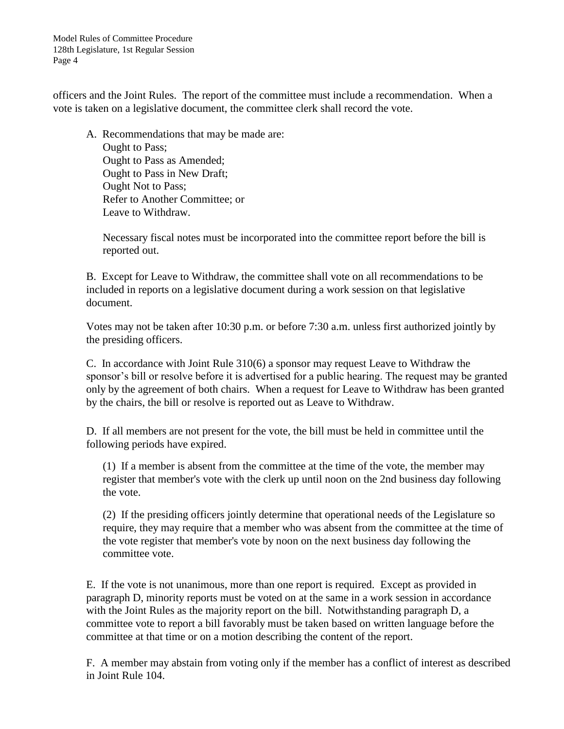officers and the Joint Rules. The report of the committee must include a recommendation. When a vote is taken on a legislative document, the committee clerk shall record the vote.

A. Recommendations that may be made are:
Ought to Pass;
Ought to Pass as Amended;
Ought to Pass in New Draft;
Ought Not to Pass;
Refer to Another Committee; or
Leave to Withdraw.

Necessary fiscal notes must be incorporated into the committee report before the bill is reported out.

B. Except for Leave to Withdraw, the committee shall vote on all recommendations to be included in reports on a legislative document during a work session on that legislative document.

Votes may not be taken after 10:30 p.m. or before 7:30 a.m. unless first authorized jointly by the presiding officers.

C. In accordance with Joint Rule 310(6) a sponsor may request Leave to Withdraw the sponsor's bill or resolve before it is advertised for a public hearing. The request may be granted only by the agreement of both chairs. When a request for Leave to Withdraw has been granted by the chairs, the bill or resolve is reported out as Leave to Withdraw.

D. If all members are not present for the vote, the bill must be held in committee until the following periods have expired.

(1) If a member is absent from the committee at the time of the vote, the member may register that member's vote with the clerk up until noon on the 2nd business day following the vote.

(2) If the presiding officers jointly determine that operational needs of the Legislature so require, they may require that a member who was absent from the committee at the time of the vote register that member's vote by noon on the next business day following the committee vote.

E. If the vote is not unanimous, more than one report is required. Except as provided in paragraph D, minority reports must be voted on at the same in a work session in accordance with the Joint Rules as the majority report on the bill. Notwithstanding paragraph D, a committee vote to report a bill favorably must be taken based on written language before the committee at that time or on a motion describing the content of the report.

F. A member may abstain from voting only if the member has a conflict of interest as described in Joint Rule 104.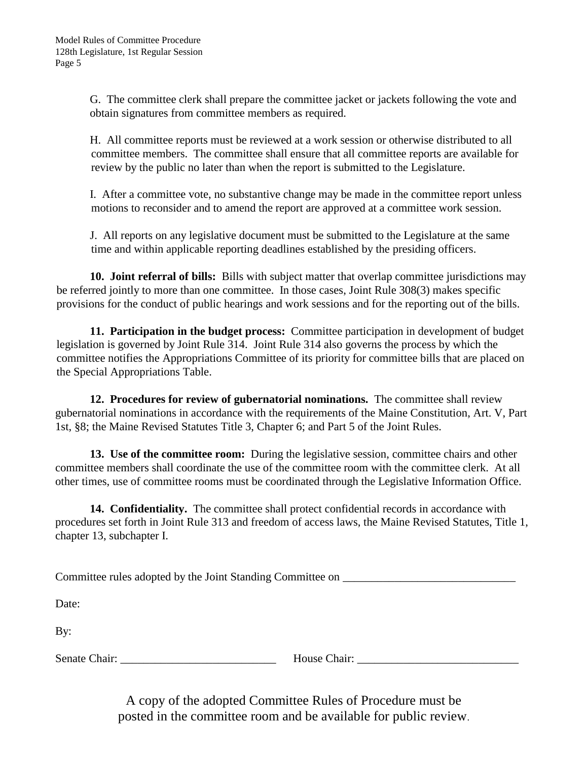G. The committee clerk shall prepare the committee jacket or jackets following the vote and obtain signatures from committee members as required.

H. All committee reports must be reviewed at a work session or otherwise distributed to all committee members. The committee shall ensure that all committee reports are available for review by the public no later than when the report is submitted to the Legislature.

I. After a committee vote, no substantive change may be made in the committee report unless motions to reconsider and to amend the report are approved at a committee work session.

J. All reports on any legislative document must be submitted to the Legislature at the same time and within applicable reporting deadlines established by the presiding officers.

**10. Joint referral of bills:** Bills with subject matter that overlap committee jurisdictions may be referred jointly to more than one committee. In those cases, Joint Rule 308(3) makes specific provisions for the conduct of public hearings and work sessions and for the reporting out of the bills.

**11. Participation in the budget process:** Committee participation in development of budget legislation is governed by Joint Rule 314. Joint Rule 314 also governs the process by which the committee notifies the Appropriations Committee of its priority for committee bills that are placed on the Special Appropriations Table.

**12. Procedures for review of gubernatorial nominations.** The committee shall review gubernatorial nominations in accordance with the requirements of the Maine Constitution, Art. V, Part 1st, §8; the Maine Revised Statutes Title 3, Chapter 6; and Part 5 of the Joint Rules.

**13. Use of the committee room:** During the legislative session, committee chairs and other committee members shall coordinate the use of the committee room with the committee clerk. At all other times, use of committee rooms must be coordinated through the Legislative Information Office.

**14. Confidentiality.** The committee shall protect confidential records in accordance with procedures set forth in Joint Rule 313 and freedom of access laws, the Maine Revised Statutes, Title 1, chapter 13, subchapter I.

Committee rules adopted by the Joint Standing Committee on ______________________________

Date:

By:

Senate Chair: ___________________________ House Chair: ____________________________

A copy of the adopted Committee Rules of Procedure must be posted in the committee room and be available for public review.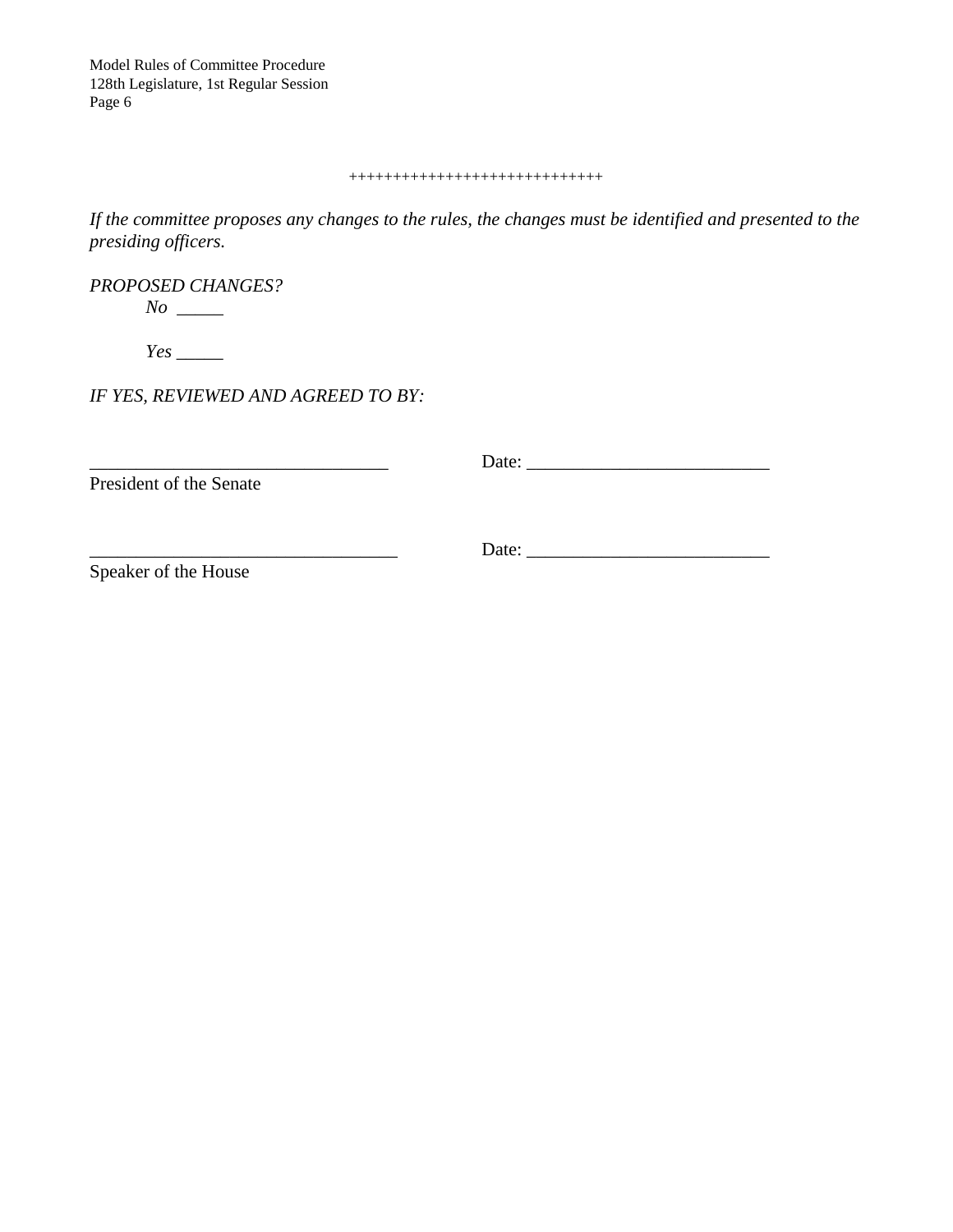++++++++++++++++++++++++++++

*If the committee proposes any changes to the rules, the changes must be identified and presented to the presiding officers.*

*PROPOSED CHANGES?*

*No* _____

*Yes* _____

*IF YES, REVIEWED AND AGREED TO BY:*

_______________________________ Date: _________________________

President of the Senate

________________________________ Date: _________________________

Speaker of the House